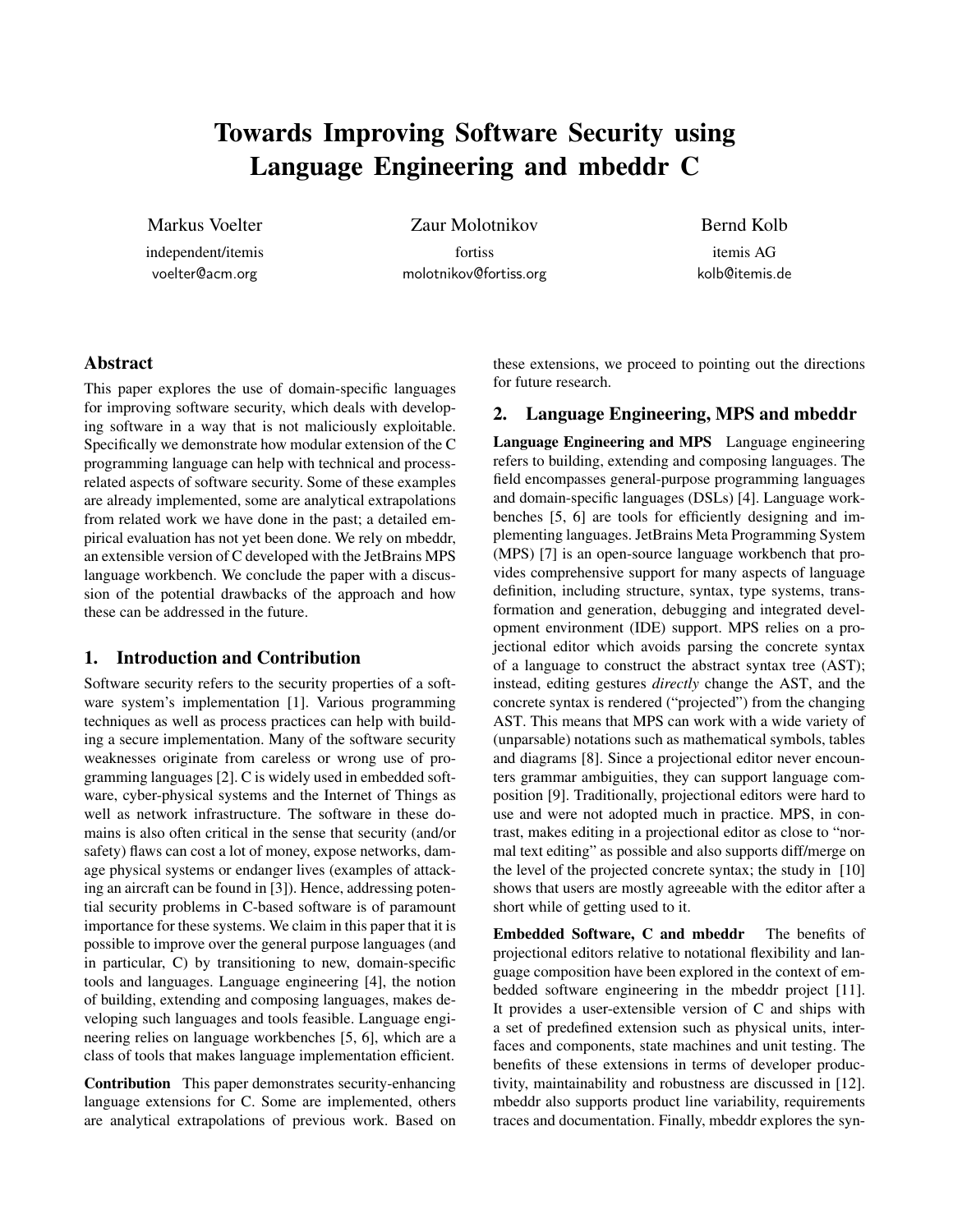# Towards Improving Software Security using Language Engineering and mbeddr C

Markus Voelter
independent/itemis
voelter@acm.org

Zaur Molotnikov
fortiss
molotnikov@fortiss.org

Bernd Kolb
itemis AG
kolb@itemis.de

## Abstract

This paper explores the use of domain-specific languages for improving software security, which deals with developing software in a way that is not maliciously exploitable. Specifically we demonstrate how modular extension of the C programming language can help with technical and process-related aspects of software security. Some of these examples are already implemented, some are analytical extrapolations from related work we have done in the past; a detailed empirical evaluation has not yet been done. We rely on mbeddr, an extensible version of C developed with the JetBrains MPS language workbench. We conclude the paper with a discussion of the potential drawbacks of the approach and how these can be addressed in the future.

## 1. Introduction and Contribution

Software security refers to the security properties of a software system's implementation [1]. Various programming techniques as well as process practices can help with building a secure implementation. Many of the software security weaknesses originate from careless or wrong use of programming languages [2]. C is widely used in embedded software, cyber-physical systems and the Internet of Things as well as network infrastructure. The software in these domains is also often critical in the sense that security (and/or safety) flaws can cost a lot of money, expose networks, damage physical systems or endanger lives (examples of attacking an aircraft can be found in [3]). Hence, addressing potential security problems in C-based software is of paramount importance for these systems. We claim in this paper that it is possible to improve over the general purpose languages (and in particular, C) by transitioning to new, domain-specific tools and languages. Language engineering [4], the notion of building, extending and composing languages, makes developing such languages and tools feasible. Language engineering relies on language workbenches [5, 6], which are a class of tools that makes language implementation efficient.

**Contribution** This paper demonstrates security-enhancing language extensions for C. Some are implemented, others are analytical extrapolations of previous work. Based on these extensions, we proceed to pointing out the directions for future research.

## 2. Language Engineering, MPS and mbeddr

**Language Engineering and MPS** Language engineering refers to building, extending and composing languages. The field encompasses general-purpose programming languages and domain-specific languages (DSLs) [4]. Language workbenches [5, 6] are tools for efficiently designing and implementing languages. JetBrains Meta Programming System (MPS) [7] is an open-source language workbench that provides comprehensive support for many aspects of language definition, including structure, syntax, type systems, transformation and generation, debugging and integrated development environment (IDE) support. MPS relies on a projectional editor which avoids parsing the concrete syntax of a language to construct the abstract syntax tree (AST); instead, editing gestures *directly* change the AST, and the concrete syntax is rendered ("projected") from the changing AST. This means that MPS can work with a wide variety of (unparsable) notations such as mathematical symbols, tables and diagrams [8]. Since a projectional editor never encounters grammar ambiguities, they can support language composition [9]. Traditionally, projectional editors were hard to use and were not adopted much in practice. MPS, in contrast, makes editing in a projectional editor as close to "normal text editing" as possible and also supports diff/merge on the level of the projected concrete syntax; the study in [10] shows that users are mostly agreeable with the editor after a short while of getting used to it.

**Embedded Software, C and mbeddr** The benefits of projectional editors relative to notational flexibility and language composition have been explored in the context of embedded software engineering in the mbeddr project [11]. It provides a user-extensible version of C and ships with a set of predefined extension such as physical units, interfaces and components, state machines and unit testing. The benefits of these extensions in terms of developer productivity, maintainability and robustness are discussed in [12]. mbeddr also supports product line variability, requirements traces and documentation. Finally, mbeddr explores the syn-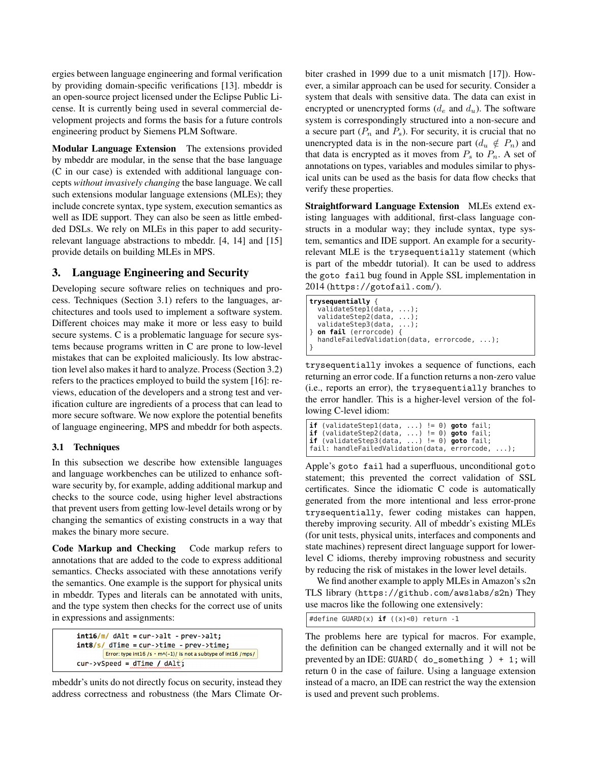ergies between language engineering and formal verification by providing domain-specific verifications [13]. mbeddr is an open-source project licensed under the Eclipse Public License. It is currently being used in several commercial development projects and forms the basis for a future controls engineering product by Siemens PLM Software.

**Modular Language Extension** The extensions provided by mbeddr are modular, in the sense that the base language (C in our case) is extended with additional language concepts *without invasively changing* the base language. We call such extensions modular language extensions (MLEs); they include concrete syntax, type system, execution semantics as well as IDE support. They can also be seen as little embedded DSLs. We rely on MLEs in this paper to add security-relevant language abstractions to mbeddr. [4, 14] and [15] provide details on building MLEs in MPS.

## 3. Language Engineering and Security

Developing secure software relies on techniques and process. Techniques (Section 3.1) refers to the languages, architectures and tools used to implement a software system. Different choices may make it more or less easy to build secure systems. C is a problematic language for secure systems because programs written in C are prone to low-level mistakes that can be exploited maliciously. Its low abstraction level also makes it hard to analyze. Process (Section 3.2) refers to the practices employed to build the system [16]: reviews, education of the developers and a strong test and verification culture are ingredients of a process that can lead to more secure software. We now explore the potential benefits of language engineering, MPS and mbeddr for both aspects.

### 3.1 Techniques

In this subsection we describe how extensible languages and language workbenches can be utilized to enhance software security by, for example, adding additional markup and checks to the source code, using higher level abstractions that prevent users from getting low-level details wrong or by changing the semantics of existing constructs in a way that makes the binary more secure.

**Code Markup and Checking** Code markup refers to annotations that are added to the code to express additional semantics. Checks associated with these annotations verify the semantics. One example is the support for physical units in mbeddr. Types and literals can be annotated with units, and the type system then checks for the correct use of units in expressions and assignments:

```
int16/m/ dAlt = cur->alt - prev->alt;
int8/s/ dTime = cur->time - prev->time;
        Error: type int16 /s · m^(-1)/ is not a subtype of int16 /mps/
cur->vSpeed = dTime / dAlt;
```

mbeddr's units do not directly focus on security, instead they address correctness and robustness (the Mars Climate Orbiter crashed in 1999 due to a unit mismatch [17]). However, a similar approach can be used for security. Consider a system that deals with sensitive data. The data can exist in encrypted or unencrypted forms ($d_e$ and $d_u$). The software system is correspondingly structured into a non-secure and a secure part ($P_n$ and $P_s$). For security, it is crucial that no unencrypted data is in the non-secure part ($d_u \notin P_n$) and that data is encrypted as it moves from $P_s$ to $P_n$. A set of annotations on types, variables and modules similar to physical units can be used as the basis for data flow checks that verify these properties.

**Straightforward Language Extension** MLEs extend existing languages with additional, first-class language constructs in a modular way; they include syntax, type system, semantics and IDE support. An example for a security-relevant MLE is the `trysequentially` statement (which is part of the mbeddr tutorial). It can be used to address the `goto fail` bug found in Apple SSL implementation in 2014 (`https://gotofail.com/`).

```
trysequentially {
  validateStep1(data, ...);
  validateStep2(data, ...);
  validateStep3(data, ...);
} on fail (errorcode) {
  handleFailedValidation(data, errorcode, ...);
}
```

`trysequentially` invokes a sequence of functions, each returning an error code. If a function returns a non-zero value (i.e., reports an error), the `trysequentially` branches to the error handler. This is a higher-level version of the following C-level idiom:

```
if (validateStep1(data, ...) != 0) goto fail;
if (validateStep2(data, ...) != 0) goto fail;
if (validateStep3(data, ...) != 0) goto fail;
fail: handleFailedValidation(data, errorcode, ...);
```

Apple's `goto fail` had a superfluous, unconditional `goto` statement; this prevented the correct validation of SSL certificates. Since the idiomatic C code is automatically generated from the more intentional and less error-prone `trysequentially`, fewer coding mistakes can happen, thereby improving security. All of mbeddr's existing MLEs (for unit tests, physical units, interfaces and components and state machines) represent direct language support for lower-level C idioms, thereby improving robustness and security by reducing the risk of mistakes in the lower level details.

We find another example to apply MLEs in Amazon's s2n TLS library (`https://github.com/awslabs/s2n`) They use macros like the following one extensively:

```
#define GUARD(x) if ((x)<0) return -1
```

The problems here are typical for macros. For example, the definition can be changed externally and it will not be prevented by an IDE: `GUARD( do_something ) + 1;` will return 0 in the case of failure. Using a language extension instead of a macro, an IDE can restrict the way the extension is used and prevent such problems.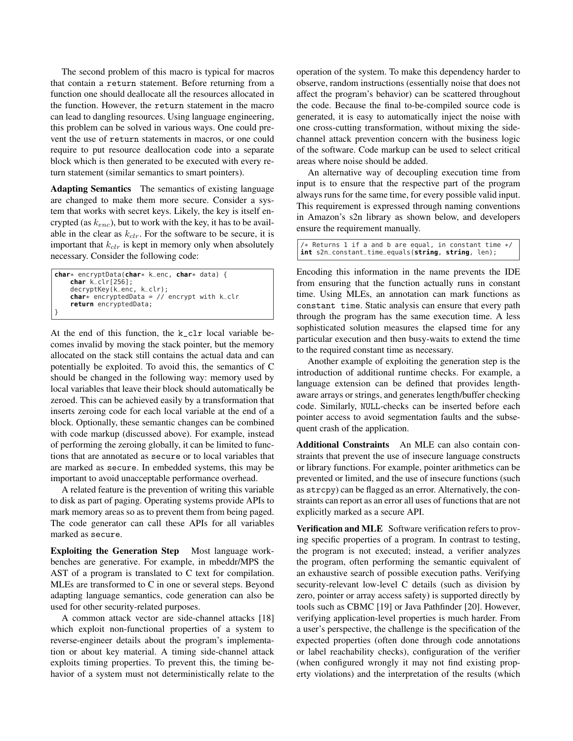The second problem of this macro is typical for macros that contain a `return` statement. Before returning from a function one should deallocate all the resources allocated in the function. However, the `return` statement in the macro can lead to dangling resources. Using language engineering, this problem can be solved in various ways. One could prevent the use of `return` statements in macros, or one could require to put resource deallocation code into a separate block which is then generated to be executed with every return statement (similar semantics to smart pointers).

**Adapting Semantics** The semantics of existing language are changed to make them more secure. Consider a system that works with secret keys. Likely, the key is itself encrypted (as $k_{enc}$), but to work with the key, it has to be available in the clear as $k_{clr}$. For the software to be secure, it is important that $k_{clr}$ is kept in memory only when absolutely necessary. Consider the following code:

```
char* encryptData(char* k_enc, char* data) {
    char k_clr[256];
    decryptKey(k_enc, k_clr);
    char* encryptedData = // encrypt with k_clr
    return encryptedData;
}
```

At the end of this function, the `k_clr` local variable becomes invalid by moving the stack pointer, but the memory allocated on the stack still contains the actual data and can potentially be exploited. To avoid this, the semantics of C should be changed in the following way: memory used by local variables that leave their block should automatically be zeroed. This can be achieved easily by a transformation that inserts zeroing code for each local variable at the end of a block. Optionally, these semantic changes can be combined with code markup (discussed above). For example, instead of performing the zeroing globally, it can be limited to functions that are annotated as `secure` or to local variables that are marked as `secure`. In embedded systems, this may be important to avoid unacceptable performance overhead.

A related feature is the prevention of writing this variable to disk as part of paging. Operating systems provide APIs to mark memory areas so as to prevent them from being paged. The code generator can call these APIs for all variables marked as `secure`.

**Exploiting the Generation Step** Most language workbenches are generative. For example, in mbeddr/MPS the AST of a program is translated to C text for compilation. MLEs are transformed to C in one or several steps. Beyond adapting language semantics, code generation can also be used for other security-related purposes.

A common attack vector are side-channel attacks [18] which exploit non-functional properties of a system to reverse-engineer details about the program's implementation or about key material. A timing side-channel attack exploits timing properties. To prevent this, the timing behavior of a system must not deterministically relate to the operation of the system. To make this dependency harder to observe, random instructions (essentially noise that does not affect the program's behavior) can be scattered throughout the code. Because the final to-be-compiled source code is generated, it is easy to automatically inject the noise with one cross-cutting transformation, without mixing the side-channel attack prevention concern with the business logic of the software. Code markup can be used to select critical areas where noise should be added.

An alternative way of decoupling execution time from input is to ensure that the respective part of the program always runs for the same time, for every possible valid input. This requirement is expressed through naming conventions in Amazon's s2n library as shown below, and developers ensure the requirement manually.

```
/* Returns 1 if a and b are equal, in constant time */
int s2n_constant_time_equals(string, string, len);
```

Encoding this information in the name prevents the IDE from ensuring that the function actually runs in constant time. Using MLEs, an annotation can mark functions as `constant time`. Static analysis can ensure that every path through the program has the same execution time. A less sophisticated solution measures the elapsed time for any particular execution and then busy-waits to extend the time to the required constant time as necessary.

Another example of exploiting the generation step is the introduction of additional runtime checks. For example, a language extension can be defined that provides length-aware arrays or strings, and generates length/buffer checking code. Similarly, `NULL`-checks can be inserted before each pointer access to avoid segmentation faults and the subsequent crash of the application.

**Additional Constraints** An MLE can also contain constraints that prevent the use of insecure language constructs or library functions. For example, pointer arithmetics can be prevented or limited, and the use of insecure functions (such as `strcpy`) can be flagged as an error. Alternatively, the constraints can report as an error all uses of functions that are not explicitly marked as a secure API.

**Verification and MLE** Software verification refers to proving specific properties of a program. In contrast to testing, the program is not executed; instead, a verifier analyzes the program, often performing the semantic equivalent of an exhaustive search of possible execution paths. Verifying security-relevant low-level C details (such as division by zero, pointer or array access safety) is supported directly by tools such as CBMC [19] or Java Pathfinder [20]. However, verifying application-level properties is much harder. From a user's perspective, the challenge is the specification of the expected properties (often done through code annotations or label reachability checks), configuration of the verifier (when configured wrongly it may not find existing property violations) and the interpretation of the results (which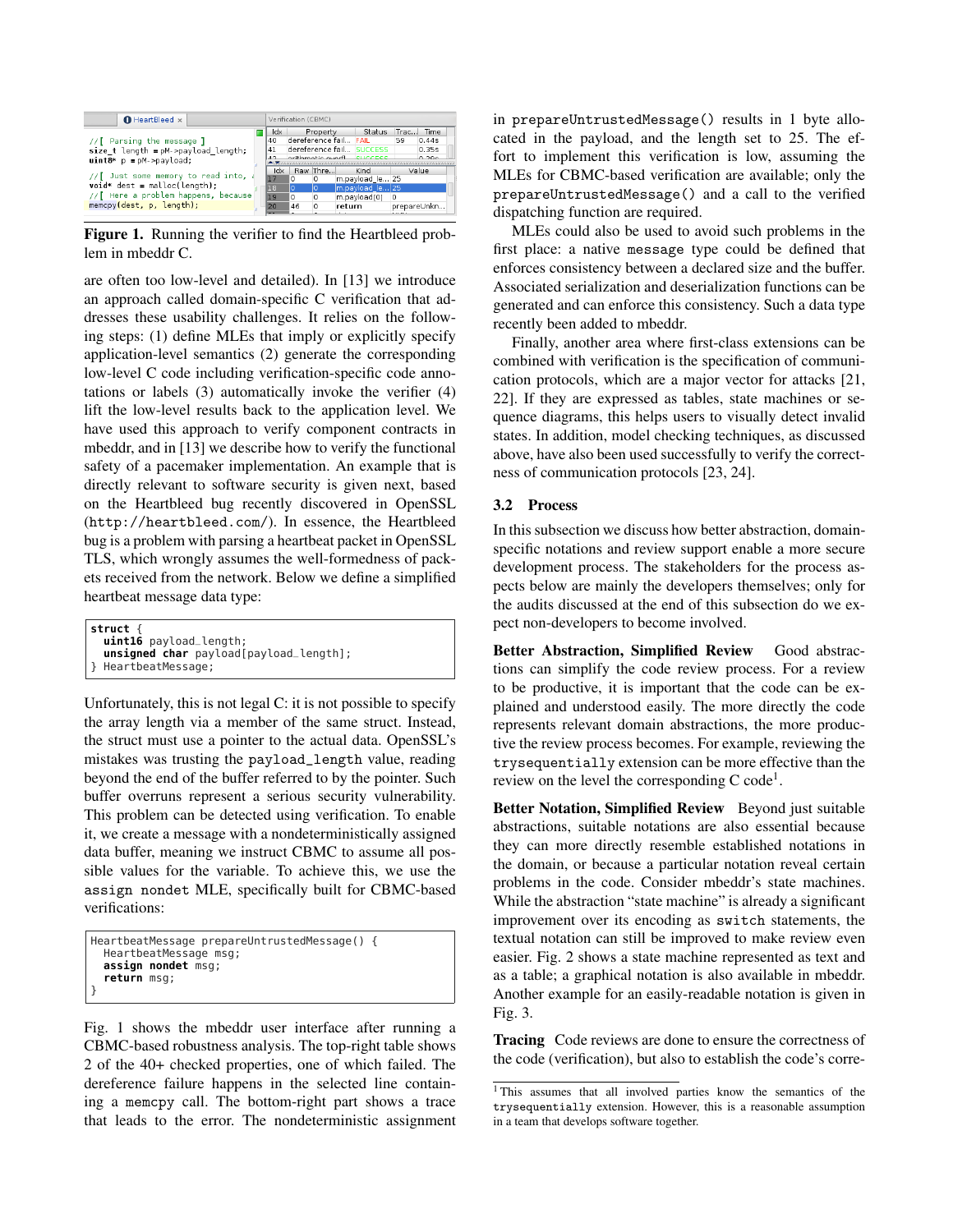Figure 1. Running the verifier to find the Heartbleed problem in mbeddr C.

are often too low-level and detailed). In [13] we introduce an approach called domain-specific C verification that addresses these usability challenges. It relies on the following steps: (1) define MLEs that imply or explicitly specify application-level semantics (2) generate the corresponding low-level C code including verification-specific code annotations or labels (3) automatically invoke the verifier (4) lift the low-level results back to the application level. We have used this approach to verify component contracts in mbeddr, and in [13] we describe how to verify the functional safety of a pacemaker implementation. An example that is directly relevant to software security is given next, based on the Heartbleed bug recently discovered in OpenSSL (http://heartbleed.com/). In essence, the Heartbleed bug is a problem with parsing a heartbeat packet in OpenSSL TLS, which wrongly assumes the well-formedness of packets received from the network. Below we define a simplified heartbeat message data type:

```
struct {
  uint16 payload_length;
  unsigned char payload[payload_length];
} HeartbeatMessage;
```

Unfortunately, this is not legal C: it is not possible to specify the array length via a member of the same struct. Instead, the struct must use a pointer to the actual data. OpenSSL's mistakes was trusting the `payload_length` value, reading beyond the end of the buffer referred to by the pointer. Such buffer overruns represent a serious security vulnerability. This problem can be detected using verification. To enable it, we create a message with a nondeterministically assigned data buffer, meaning we instruct CBMC to assume all possible values for the variable. To achieve this, we use the `assign nondet` MLE, specifically built for CBMC-based verifications:

```
HeartbeatMessage prepareUntrustedMessage() {
  HeartbeatMessage msg;
  assign nondet msg;
  return msg;
}
```

Fig. 1 shows the mbeddr user interface after running a CBMC-based robustness analysis. The top-right table shows 2 of the 40+ checked properties, one of which failed. The dereference failure happens in the selected line containing a `memcpy` call. The bottom-right part shows a trace that leads to the error. The nondeterministic assignment in `prepareUntrustedMessage()` results in 1 byte allocated in the payload, and the length set to 25. The effort to implement this verification is low, assuming the MLEs for CBMC-based verification are available; only the `prepareUntrustedMessage()` and a call to the verified dispatching function are required.

MLEs could also be used to avoid such problems in the first place: a native `message` type could be defined that enforces consistency between a declared size and the buffer. Associated serialization and deserialization functions can be generated and can enforce this consistency. Such a data type recently been added to mbeddr.

Finally, another area where first-class extensions can be combined with verification is the specification of communication protocols, which are a major vector for attacks [21, 22]. If they are expressed as tables, state machines or sequence diagrams, this helps users to visually detect invalid states. In addition, model checking techniques, as discussed above, have also been used successfully to verify the correctness of communication protocols [23, 24].

### 3.2 Process

In this subsection we discuss how better abstraction, domain-specific notations and review support enable a more secure development process. The stakeholders for the process aspects below are mainly the developers themselves; only for the audits discussed at the end of this subsection do we expect non-developers to become involved.

**Better Abstraction, Simplified Review** Good abstractions can simplify the code review process. For a review to be productive, it is important that the code can be explained and understood easily. The more directly the code represents relevant domain abstractions, the more productive the review process becomes. For example, reviewing the `trysequentially` extension can be more effective than the review on the level the corresponding C code[1].

**Better Notation, Simplified Review** Beyond just suitable abstractions, suitable notations are also essential because they can more directly resemble established notations in the domain, or because a particular notation reveal certain problems in the code. Consider mbeddr's state machines. While the abstraction "state machine" is already a significant improvement over its encoding as `switch` statements, the textual notation can still be improved to make review even easier. Fig. 2 shows a state machine represented as text and as a table; a graphical notation is also available in mbeddr. Another example for an easily-readable notation is given in Fig. 3.

**Tracing** Code reviews are done to ensure the correctness of the code (verification), but also to establish the code's corre-

[1] This assumes that all involved parties know the semantics of the `trysequentially` extension. However, this is a reasonable assumption in a team that develops software together.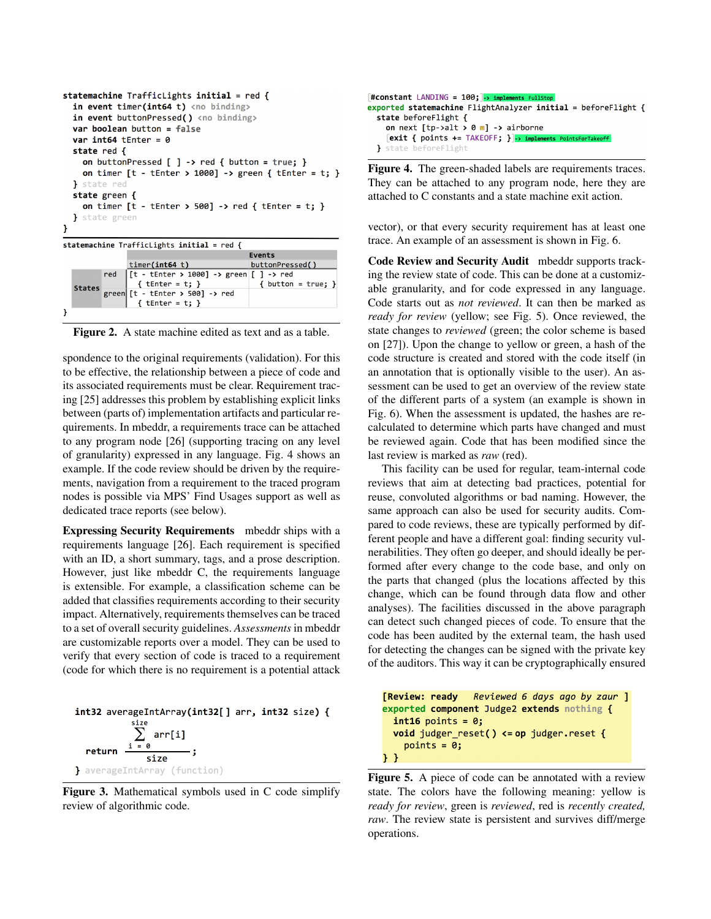```
statemachine TrafficLights initial = red {
  in event timer(int64 t) <no binding>
  in event buttonPressed() <no binding>
  var boolean button = false
  var int64 tEnter = 0
  state red {
    on buttonPressed [ ] -> red { button = true; }
    on timer [t - tEnter > 1000] -> green { tEnter = t; }
  } state red
  state green {
    on timer [t - tEnter > 500] -> red { tEnter = t; }
  } state green
}
```

```
statemachine TrafficLights initial = red {
```

| | | Events | |
|---|---|---|---|
| | | timer(int64 t) | buttonPressed() |
| States | red | [t - tEnter > 1000] -> green { tEnter = t; } | [ ] -> red { button = true; } |
| | green | [t - tEnter > 500] -> red { tEnter = t; } | |

```
}
```

**Figure 2.** A state machine edited as text and as a table.

spondence to the original requirements (validation). For this to be effective, the relationship between a piece of code and its associated requirements must be clear. Requirement tracing [25] addresses this problem by establishing explicit links between (parts of) implementation artifacts and particular requirements. In mbeddr, a requirements trace can be attached to any program node [26] (supporting tracing on any level of granularity) expressed in any language. Fig. 4 shows an example. If the code review should be driven by the requirements, navigation from a requirement to the traced program nodes is possible via MPS' Find Usages support as well as dedicated trace reports (see below).

**Expressing Security Requirements** mbeddr ships with a requirements language [26]. Each requirement is specified with an ID, a short summary, tags, and a prose description. However, just like mbeddr C, the requirements language is extensible. For example, a classification scheme can be added that classifies requirements according to their security impact. Alternatively, requirements themselves can be traced to a set of overall security guidelines. *Assessments* in mbeddr are customizable reports over a model. They can be used to verify that every section of code is traced to a requirement (code for which there is no requirement is a potential attack

```
int32 averageIntArray(int32[ ] arr, int32 size) {
  return (Σ_{i = 0}^{size} arr[i]) / size;
} averageIntArray (function)
```

**Figure 3.** Mathematical symbols used in C code simplify review of algorithmic code.

```
#constant LANDING = 100; -> implements FullStop
exported statemachine FlightAnalyzer initial = beforeFlight {
  state beforeFlight {
    on next [tp->alt > 0 m] -> airborne
    exit { points += TAKEOFF; } -> implements PointsForTakeoff
  } state beforeFlight
```

**Figure 4.** The green-shaded labels are requirements traces. They can be attached to any program node, here they are attached to C constants and a state machine exit action.

vector), or that every security requirement has at least one trace. An example of an assessment is shown in Fig. 6.

**Code Review and Security Audit** mbeddr supports tracking the review state of code. This can be done at a customizable granularity, and for code expressed in any language. Code starts out as *not reviewed*. It can then be marked as *ready for review* (yellow; see Fig. 5). Once reviewed, the state changes to *reviewed* (green; the color scheme is based on [27]). Upon the change to yellow or green, a hash of the code structure is created and stored with the code itself (in an annotation that is optionally visible to the user). An assessment can be used to get an overview of the review state of the different parts of a system (an example is shown in Fig. 6). When the assessment is updated, the hashes are recalculated to determine which parts have changed and must be reviewed again. Code that has been modified since the last review is marked as *raw* (red).

This facility can be used for regular, team-internal code reviews that aim at detecting bad practices, potential for reuse, convoluted algorithms or bad naming. However, the same approach can also be used for security audits. Compared to code reviews, these are typically performed by different people and have a different goal: finding security vulnerabilities. They often go deeper, and should ideally be performed after every change to the code base, and only on the parts that changed (plus the locations affected by this change, which can be found through data flow and other analyses). The facilities discussed in the above paragraph can detect such changed pieces of code. To ensure that the code has been audited by the external team, the hash used for detecting the changes can be signed with the private key of the auditors. This way it can be cryptographically ensured

```
[Review: ready   Reviewed 6 days ago by zaur ]
exported component Judge2 extends nothing {
  int16 points = 0;
  void judger_reset() <= op judger.reset {
    points = 0;
} }
```

**Figure 5.** A piece of code can be annotated with a review state. The colors have the following meaning: yellow is *ready for review*, green is *reviewed*, red is *recently created, raw*. The review state is persistent and survives diff/merge operations.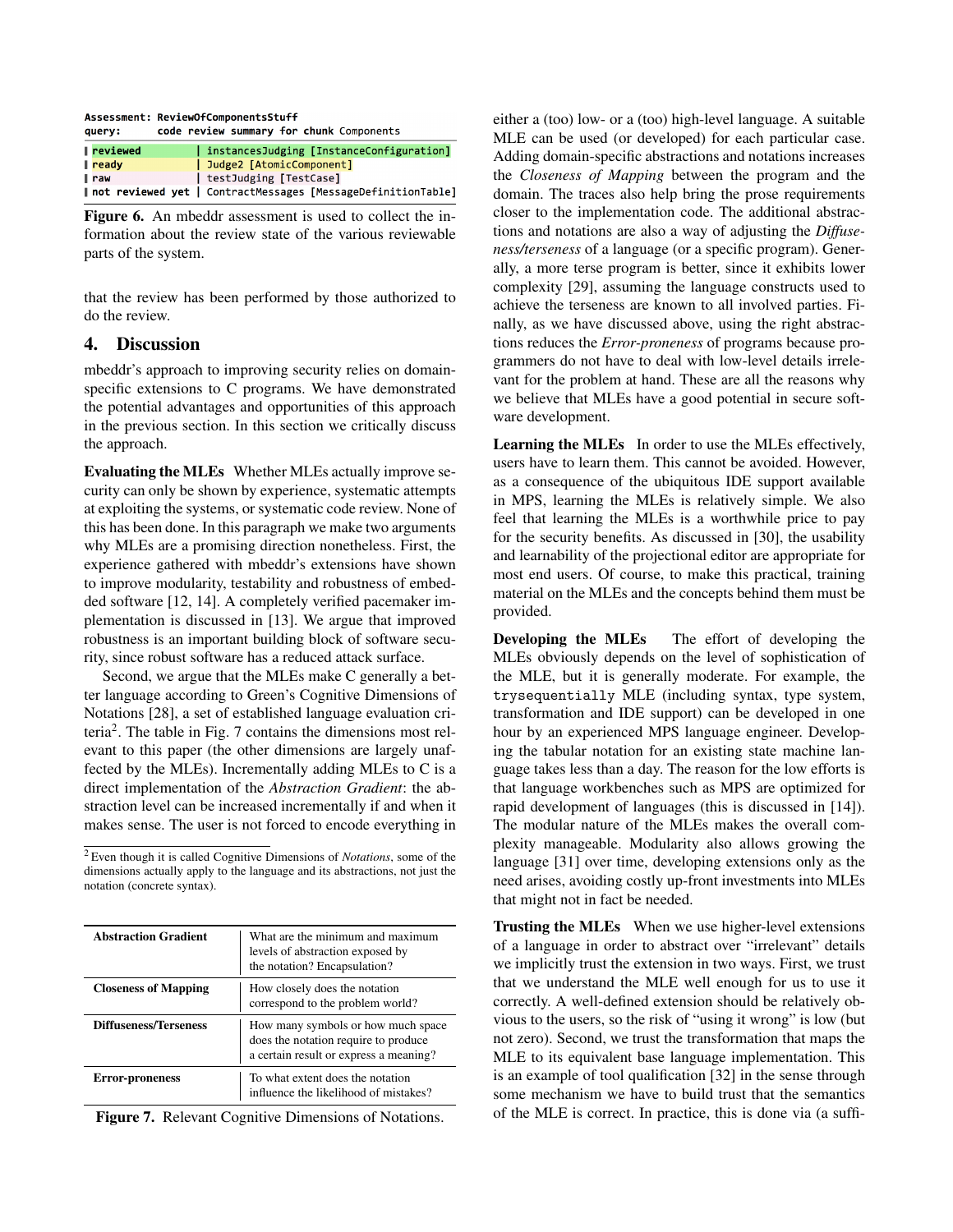```
Assessment: ReviewOfComponentsStuff
query:      code review summary for chunk Components

| reviewed        | instancesJudging [InstanceConfiguration]
| ready           | Judge2 [AtomicComponent]
| raw             | testJudging [TestCase]
| not reviewed yet | ContractMessages [MessageDefinitionTable]
```

**Figure 6.** An mbeddr assessment is used to collect the information about the review state of the various reviewable parts of the system.

that the review has been performed by those authorized to do the review.

## 4. Discussion

mbeddr's approach to improving security relies on domain-specific extensions to C programs. We have demonstrated the potential advantages and opportunities of this approach in the previous section. In this section we critically discuss the approach.

**Evaluating the MLEs** Whether MLEs actually improve security can only be shown by experience, systematic attempts at exploiting the systems, or systematic code review. None of this has been done. In this paragraph we make two arguments why MLEs are a promising direction nonetheless. First, the experience gathered with mbeddr's extensions have shown to improve modularity, testability and robustness of embedded software [12, 14]. A completely verified pacemaker implementation is discussed in [13]. We argue that improved robustness is an important building block of software security, since robust software has a reduced attack surface.

Second, we argue that the MLEs make C generally a better language according to Green's Cognitive Dimensions of Notations [28], a set of established language evaluation criteria[2]. The table in Fig. 7 contains the dimensions most relevant to this paper (the other dimensions are largely unaffected by the MLEs). Incrementally adding MLEs to C is a direct implementation of the *Abstraction Gradient*: the abstraction level can be increased incrementally if and when it makes sense. The user is not forced to encode everything in either a (too) low- or a (too) high-level language. A suitable MLE can be used (or developed) for each particular case. Adding domain-specific abstractions and notations increases the *Closeness of Mapping* between the program and the domain. The traces also help bring the prose requirements closer to the implementation code. The additional abstractions and notations are also a way of adjusting the *Diffuseness/terseness* of a language (or a specific program). Generally, a more terse program is better, since it exhibits lower complexity [29], assuming the language constructs used to achieve the terseness are known to all involved parties. Finally, as we have discussed above, using the right abstractions reduces the *Error-proneness* of programs because programmers do not have to deal with low-level details irrelevant for the problem at hand. These are all the reasons why we believe that MLEs have a good potential in secure software development.

[2] Even though it is called Cognitive Dimensions of *Notations*, some of the dimensions actually apply to the language and its abstractions, not just the notation (concrete syntax).

| | |
|---|---|
| **Abstraction Gradient** | What are the minimum and maximum levels of abstraction exposed by the notation? Encapsulation? |
| **Closeness of Mapping** | How closely does the notation correspond to the problem world? |
| **Diffuseness/Terseness** | How many symbols or how much space does the notation require to produce a certain result or express a meaning? |
| **Error-proneness** | To what extent does the notation influence the likelihood of mistakes? |

**Figure 7.** Relevant Cognitive Dimensions of Notations.

**Learning the MLEs** In order to use the MLEs effectively, users have to learn them. This cannot be avoided. However, as a consequence of the ubiquitous IDE support available in MPS, learning the MLEs is relatively simple. We also feel that learning the MLEs is a worthwhile price to pay for the security benefits. As discussed in [30], the usability and learnability of the projectional editor are appropriate for most end users. Of course, to make this practical, training material on the MLEs and the concepts behind them must be provided.

**Developing the MLEs** The effort of developing the MLEs obviously depends on the level of sophistication of the MLE, but it is generally moderate. For example, the `trysequentially` MLE (including syntax, type system, transformation and IDE support) can be developed in one hour by an experienced MPS language engineer. Developing the tabular notation for an existing state machine language takes less than a day. The reason for the low efforts is that language workbenches such as MPS are optimized for rapid development of languages (this is discussed in [14]). The modular nature of the MLEs makes the overall complexity manageable. Modularity also allows growing the language [31] over time, developing extensions only as the need arises, avoiding costly up-front investments into MLEs that might not in fact be needed.

**Trusting the MLEs** When we use higher-level extensions of a language in order to abstract over "irrelevant" details we implicitly trust the extension in two ways. First, we trust that we understand the MLE well enough for us to use it correctly. A well-defined extension should be relatively obvious to the users, so the risk of "using it wrong" is low (but not zero). Second, we trust the transformation that maps the MLE to its equivalent base language implementation. This is an example of tool qualification [32] in the sense through some mechanism we have to build trust that the semantics of the MLE is correct. In practice, this is done via (a suffi-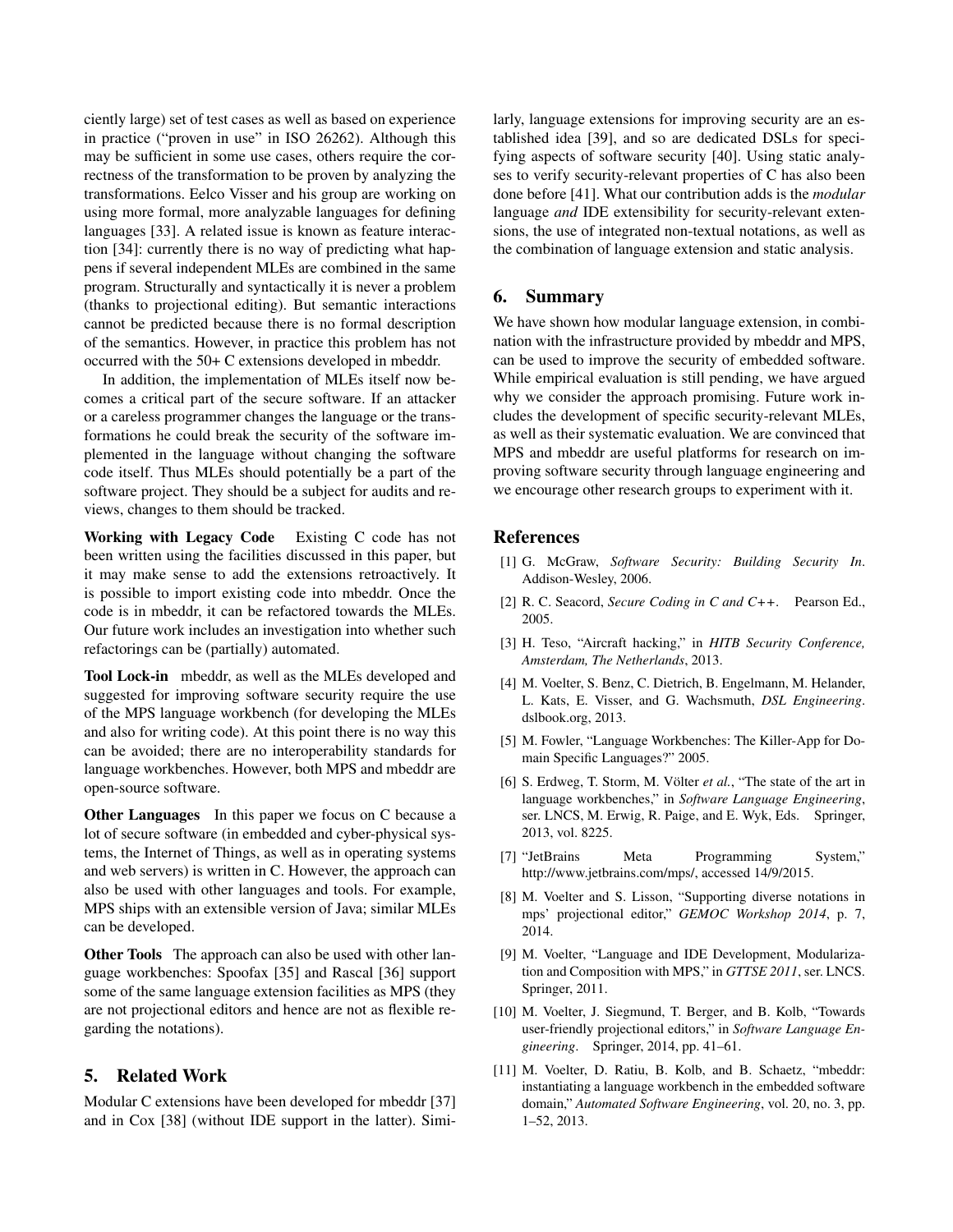ciently large) set of test cases as well as based on experience in practice ("proven in use" in ISO 26262). Although this may be sufficient in some use cases, others require the correctness of the transformation to be proven by analyzing the transformations. Eelco Visser and his group are working on using more formal, more analyzable languages for defining languages [33]. A related issue is known as feature interaction [34]: currently there is no way of predicting what happens if several independent MLEs are combined in the same program. Structurally and syntactically it is never a problem (thanks to projectional editing). But semantic interactions cannot be predicted because there is no formal description of the semantics. However, in practice this problem has not occurred with the 50+ C extensions developed in mbeddr.

In addition, the implementation of MLEs itself now becomes a critical part of the secure software. If an attacker or a careless programmer changes the language or the transformations he could break the security of the software implemented in the language without changing the software code itself. Thus MLEs should potentially be a part of the software project. They should be a subject for audits and reviews, changes to them should be tracked.

**Working with Legacy Code** Existing C code has not been written using the facilities discussed in this paper, but it may make sense to add the extensions retroactively. It is possible to import existing code into mbeddr. Once the code is in mbeddr, it can be refactored towards the MLEs. Our future work includes an investigation into whether such refactorings can be (partially) automated.

**Tool Lock-in** mbeddr, as well as the MLEs developed and suggested for improving software security require the use of the MPS language workbench (for developing the MLEs and also for writing code). At this point there is no way this can be avoided; there are no interoperability standards for language workbenches. However, both MPS and mbeddr are open-source software.

**Other Languages** In this paper we focus on C because a lot of secure software (in embedded and cyber-physical systems, the Internet of Things, as well as in operating systems and web servers) is written in C. However, the approach can also be used with other languages and tools. For example, MPS ships with an extensible version of Java; similar MLEs can be developed.

**Other Tools** The approach can also be used with other language workbenches: Spoofax [35] and Rascal [36] support some of the same language extension facilities as MPS (they are not projectional editors and hence are not as flexible regarding the notations).

## 5. Related Work

Modular C extensions have been developed for mbeddr [37] and in Cox [38] (without IDE support in the latter). Similarly, language extensions for improving security are an established idea [39], and so are dedicated DSLs for specifying aspects of software security [40]. Using static analyses to verify security-relevant properties of C has also been done before [41]. What our contribution adds is the *modular* language *and* IDE extensibility for security-relevant extensions, the use of integrated non-textual notations, as well as the combination of language extension and static analysis.

## 6. Summary

We have shown how modular language extension, in combination with the infrastructure provided by mbeddr and MPS, can be used to improve the security of embedded software. While empirical evaluation is still pending, we have argued why we consider the approach promising. Future work includes the development of specific security-relevant MLEs, as well as their systematic evaluation. We are convinced that MPS and mbeddr are useful platforms for research on improving software security through language engineering and we encourage other research groups to experiment with it.

## References

[1] G. McGraw, *Software Security: Building Security In*. Addison-Wesley, 2006.

[2] R. C. Seacord, *Secure Coding in C and C++*. Pearson Ed., 2005.

[3] H. Teso, "Aircraft hacking," in *HITB Security Conference, Amsterdam, The Netherlands*, 2013.

[4] M. Voelter, S. Benz, C. Dietrich, B. Engelmann, M. Helander, L. Kats, E. Visser, and G. Wachsmuth, *DSL Engineering*. dslbook.org, 2013.

[5] M. Fowler, "Language Workbenches: The Killer-App for Domain Specific Languages?" 2005.

[6] S. Erdweg, T. Storm, M. Völter *et al.*, "The state of the art in language workbenches," in *Software Language Engineering*, ser. LNCS, M. Erwig, R. Paige, and E. Wyk, Eds. Springer, 2013, vol. 8225.

[7] "JetBrains Meta Programming System," http://www.jetbrains.com/mps/, accessed 14/9/2015.

[8] M. Voelter and S. Lisson, "Supporting diverse notations in mps' projectional editor," *GEMOC Workshop 2014*, p. 7, 2014.

[9] M. Voelter, "Language and IDE Development, Modularization and Composition with MPS," in *GTTSE 2011*, ser. LNCS. Springer, 2011.

[10] M. Voelter, J. Siegmund, T. Berger, and B. Kolb, "Towards user-friendly projectional editors," in *Software Language Engineering*. Springer, 2014, pp. 41–61.

[11] M. Voelter, D. Ratiu, B. Kolb, and B. Schaetz, "mbeddr: instantiating a language workbench in the embedded software domain," *Automated Software Engineering*, vol. 20, no. 3, pp. 1–52, 2013.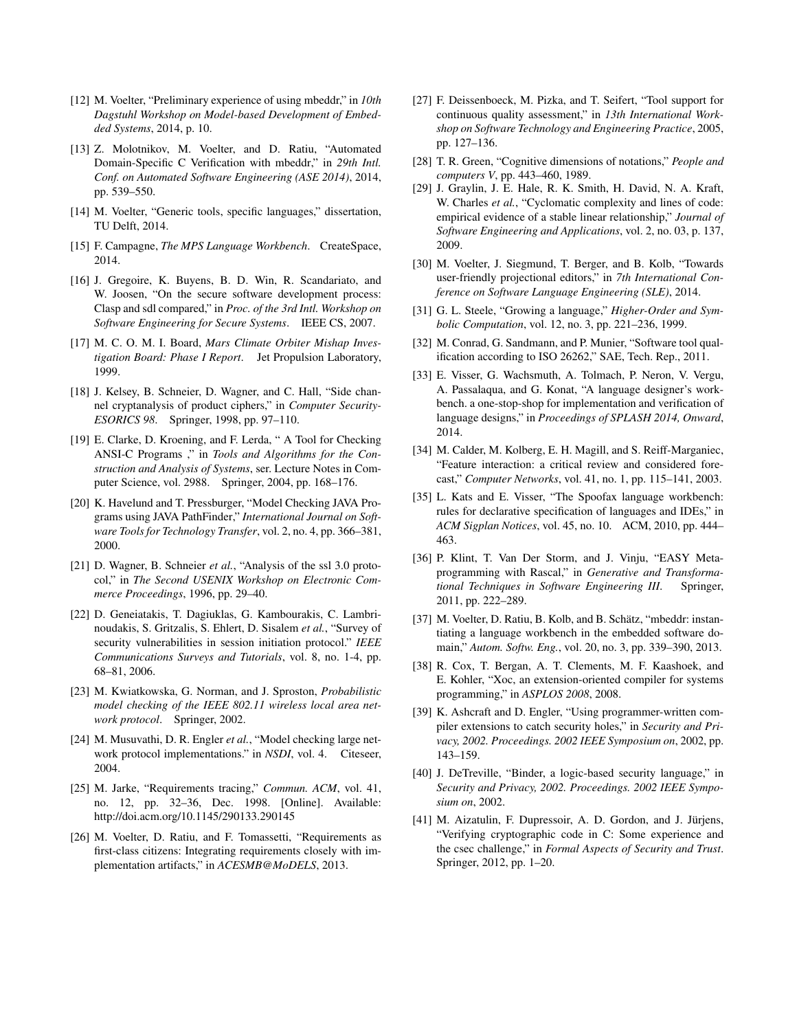[12] M. Voelter, "Preliminary experience of using mbeddr," in *10th Dagstuhl Workshop on Model-based Development of Embedded Systems*, 2014, p. 10.

[13] Z. Molotnikov, M. Voelter, and D. Ratiu, "Automated Domain-Specific C Verification with mbeddr," in *29th Intl. Conf. on Automated Software Engineering (ASE 2014)*, 2014, pp. 539–550.

[14] M. Voelter, "Generic tools, specific languages," dissertation, TU Delft, 2014.

[15] F. Campagne, *The MPS Language Workbench*. CreateSpace, 2014.

[16] J. Gregoire, K. Buyens, B. D. Win, R. Scandariato, and W. Joosen, "On the secure software development process: Clasp and sdl compared," in *Proc. of the 3rd Intl. Workshop on Software Engineering for Secure Systems*. IEEE CS, 2007.

[17] M. C. O. M. I. Board, *Mars Climate Orbiter Mishap Investigation Board: Phase I Report*. Jet Propulsion Laboratory, 1999.

[18] J. Kelsey, B. Schneier, D. Wagner, and C. Hall, "Side channel cryptanalysis of product ciphers," in *Computer Security-ESORICS 98*. Springer, 1998, pp. 97–110.

[19] E. Clarke, D. Kroening, and F. Lerda, " A Tool for Checking ANSI-C Programs ," in *Tools and Algorithms for the Construction and Analysis of Systems*, ser. Lecture Notes in Computer Science, vol. 2988. Springer, 2004, pp. 168–176.

[20] K. Havelund and T. Pressburger, "Model Checking JAVA Programs using JAVA PathFinder," *International Journal on Software Tools for Technology Transfer*, vol. 2, no. 4, pp. 366–381, 2000.

[21] D. Wagner, B. Schneier *et al.*, "Analysis of the ssl 3.0 protocol," in *The Second USENIX Workshop on Electronic Commerce Proceedings*, 1996, pp. 29–40.

[22] D. Geneiatakis, T. Dagiuklas, G. Kambourakis, C. Lambrinoudakis, S. Gritzalis, S. Ehlert, D. Sisalem *et al.*, "Survey of security vulnerabilities in session initiation protocol." *IEEE Communications Surveys and Tutorials*, vol. 8, no. 1-4, pp. 68–81, 2006.

[23] M. Kwiatkowska, G. Norman, and J. Sproston, *Probabilistic model checking of the IEEE 802.11 wireless local area network protocol*. Springer, 2002.

[24] M. Musuvathi, D. R. Engler *et al.*, "Model checking large network protocol implementations." in *NSDI*, vol. 4. Citeseer, 2004.

[25] M. Jarke, "Requirements tracing," *Commun. ACM*, vol. 41, no. 12, pp. 32–36, Dec. 1998. [Online]. Available: http://doi.acm.org/10.1145/290133.290145

[26] M. Voelter, D. Ratiu, and F. Tomassetti, "Requirements as first-class citizens: Integrating requirements closely with implementation artifacts," in *ACESMB@MoDELS*, 2013.

[27] F. Deissenboeck, M. Pizka, and T. Seifert, "Tool support for continuous quality assessment," in *13th International Workshop on Software Technology and Engineering Practice*, 2005, pp. 127–136.

[28] T. R. Green, "Cognitive dimensions of notations," *People and computers V*, pp. 443–460, 1989.

[29] J. Graylin, J. E. Hale, R. K. Smith, H. David, N. A. Kraft, W. Charles *et al.*, "Cyclomatic complexity and lines of code: empirical evidence of a stable linear relationship," *Journal of Software Engineering and Applications*, vol. 2, no. 03, p. 137, 2009.

[30] M. Voelter, J. Siegmund, T. Berger, and B. Kolb, "Towards user-friendly projectional editors," in *7th International Conference on Software Language Engineering (SLE)*, 2014.

[31] G. L. Steele, "Growing a language," *Higher-Order and Symbolic Computation*, vol. 12, no. 3, pp. 221–236, 1999.

[32] M. Conrad, G. Sandmann, and P. Munier, "Software tool qualification according to ISO 26262," SAE, Tech. Rep., 2011.

[33] E. Visser, G. Wachsmuth, A. Tolmach, P. Neron, V. Vergu, A. Passalaqua, and G. Konat, "A language designer's workbench. a one-stop-shop for implementation and verification of language designs," in *Proceedings of SPLASH 2014, Onward*, 2014.

[34] M. Calder, M. Kolberg, E. H. Magill, and S. Reiff-Marganiec, "Feature interaction: a critical review and considered forecast," *Computer Networks*, vol. 41, no. 1, pp. 115–141, 2003.

[35] L. Kats and E. Visser, "The Spoofax language workbench: rules for declarative specification of languages and IDEs," in *ACM Sigplan Notices*, vol. 45, no. 10. ACM, 2010, pp. 444–463.

[36] P. Klint, T. Van Der Storm, and J. Vinju, "EASY Metaprogramming with Rascal," in *Generative and Transformational Techniques in Software Engineering III*. Springer, 2011, pp. 222–289.

[37] M. Voelter, D. Ratiu, B. Kolb, and B. Schätz, "mbeddr: instantiating a language workbench in the embedded software domain," *Autom. Softw. Eng.*, vol. 20, no. 3, pp. 339–390, 2013.

[38] R. Cox, T. Bergan, A. T. Clements, M. F. Kaashoek, and E. Kohler, "Xoc, an extension-oriented compiler for systems programming," in *ASPLOS 2008*, 2008.

[39] K. Ashcraft and D. Engler, "Using programmer-written compiler extensions to catch security holes," in *Security and Privacy, 2002. Proceedings. 2002 IEEE Symposium on*, 2002, pp. 143–159.

[40] J. DeTreville, "Binder, a logic-based security language," in *Security and Privacy, 2002. Proceedings. 2002 IEEE Symposium on*, 2002.

[41] M. Aizatulin, F. Dupressoir, A. D. Gordon, and J. Jürjens, "Verifying cryptographic code in C: Some experience and the csec challenge," in *Formal Aspects of Security and Trust*. Springer, 2012, pp. 1–20.